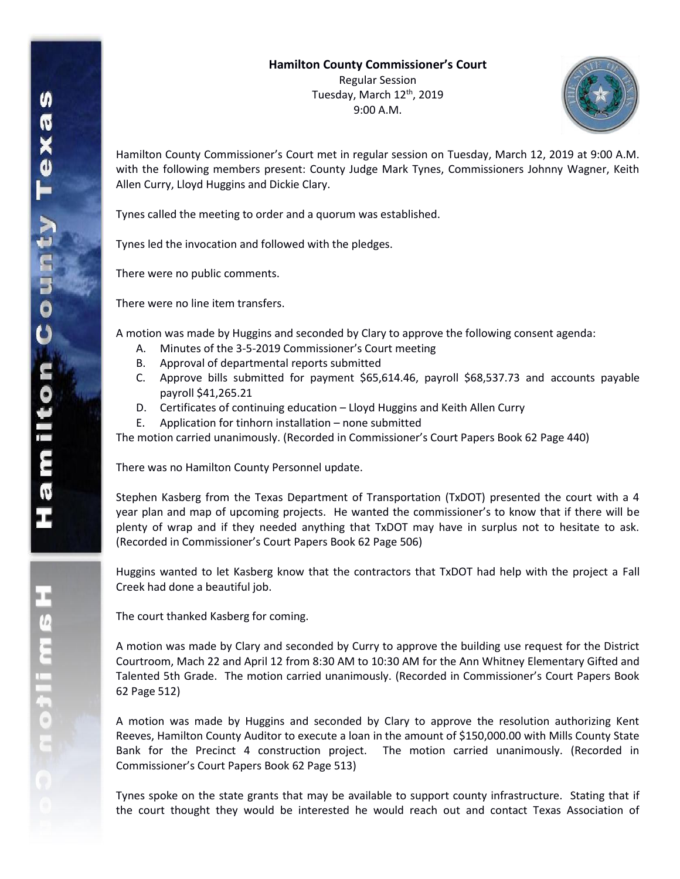**Hamilton County Commissioner's Court**
Regular Session
Tuesday, March 12th, 2019
9:00 A.M.

Hamilton County Commissioner's Court met in regular session on Tuesday, March 12, 2019 at 9:00 A.M. with the following members present: County Judge Mark Tynes, Commissioners Johnny Wagner, Keith Allen Curry, Lloyd Huggins and Dickie Clary.

Tynes called the meeting to order and a quorum was established.

Tynes led the invocation and followed with the pledges.

There were no public comments.

There were no line item transfers.

A motion was made by Huggins and seconded by Clary to approve the following consent agenda:

A. Minutes of the 3-5-2019 Commissioner's Court meeting
B. Approval of departmental reports submitted
C. Approve bills submitted for payment $65,614.46, payroll $68,537.73 and accounts payable payroll $41,265.21
D. Certificates of continuing education – Lloyd Huggins and Keith Allen Curry
E. Application for tinhorn installation – none submitted

The motion carried unanimously. (Recorded in Commissioner's Court Papers Book 62 Page 440)

There was no Hamilton County Personnel update.

Stephen Kasberg from the Texas Department of Transportation (TxDOT) presented the court with a 4 year plan and map of upcoming projects. He wanted the commissioner's to know that if there will be plenty of wrap and if they needed anything that TxDOT may have in surplus not to hesitate to ask. (Recorded in Commissioner's Court Papers Book 62 Page 506)

Huggins wanted to let Kasberg know that the contractors that TxDOT had help with the project a Fall Creek had done a beautiful job.

The court thanked Kasberg for coming.

A motion was made by Clary and seconded by Curry to approve the building use request for the District Courtroom, Mach 22 and April 12 from 8:30 AM to 10:30 AM for the Ann Whitney Elementary Gifted and Talented 5th Grade. The motion carried unanimously. (Recorded in Commissioner's Court Papers Book 62 Page 512)

A motion was made by Huggins and seconded by Clary to approve the resolution authorizing Kent Reeves, Hamilton County Auditor to execute a loan in the amount of $150,000.00 with Mills County State Bank for the Precinct 4 construction project. The motion carried unanimously. (Recorded in Commissioner's Court Papers Book 62 Page 513)

Tynes spoke on the state grants that may be available to support county infrastructure. Stating that if the court thought they would be interested he would reach out and contact Texas Association of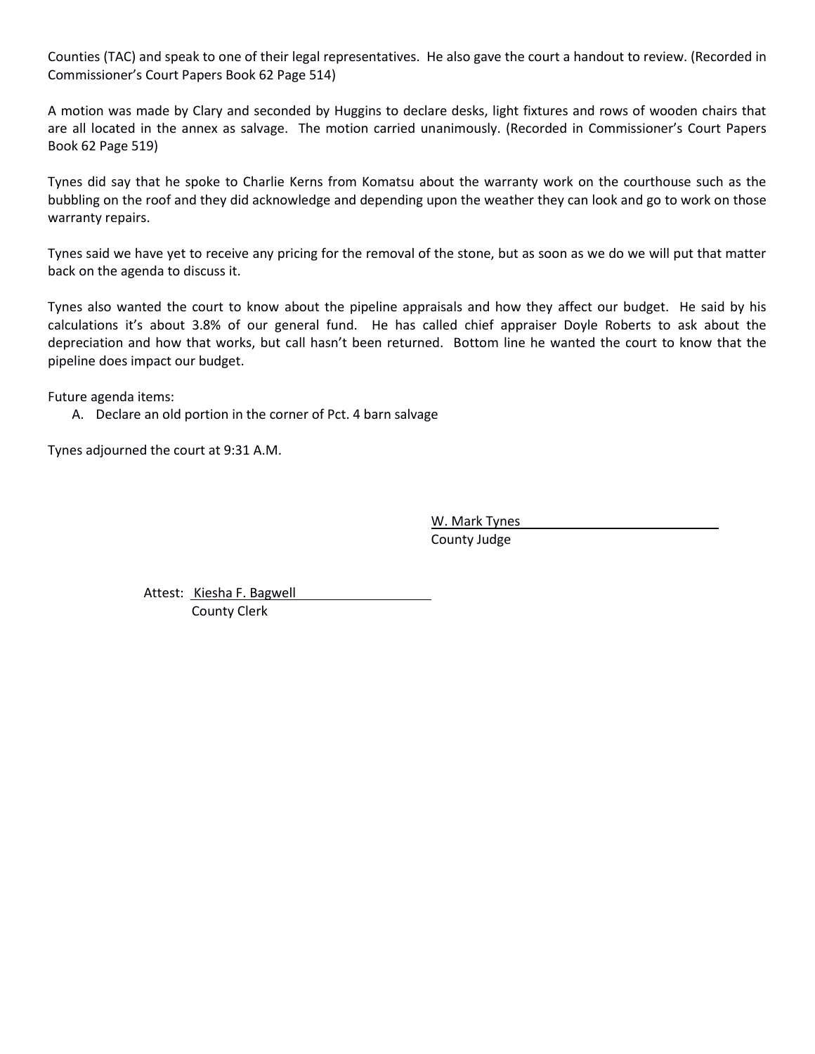Counties (TAC) and speak to one of their legal representatives. He also gave the court a handout to review. (Recorded in Commissioner's Court Papers Book 62 Page 514)

A motion was made by Clary and seconded by Huggins to declare desks, light fixtures and rows of wooden chairs that are all located in the annex as salvage. The motion carried unanimously. (Recorded in Commissioner's Court Papers Book 62 Page 519)

Tynes did say that he spoke to Charlie Kerns from Komatsu about the warranty work on the courthouse such as the bubbling on the roof and they did acknowledge and depending upon the weather they can look and go to work on those warranty repairs.

Tynes said we have yet to receive any pricing for the removal of the stone, but as soon as we do we will put that matter back on the agenda to discuss it.

Tynes also wanted the court to know about the pipeline appraisals and how they affect our budget. He said by his calculations it's about 3.8% of our general fund. He has called chief appraiser Doyle Roberts to ask about the depreciation and how that works, but call hasn't been returned. Bottom line he wanted the court to know that the pipeline does impact our budget.

Future agenda items:

A. Declare an old portion in the corner of Pct. 4 barn salvage

Tynes adjourned the court at 9:31 A.M.

W. Mark Tynes
County Judge

Attest: Kiesha F. Bagwell
County Clerk